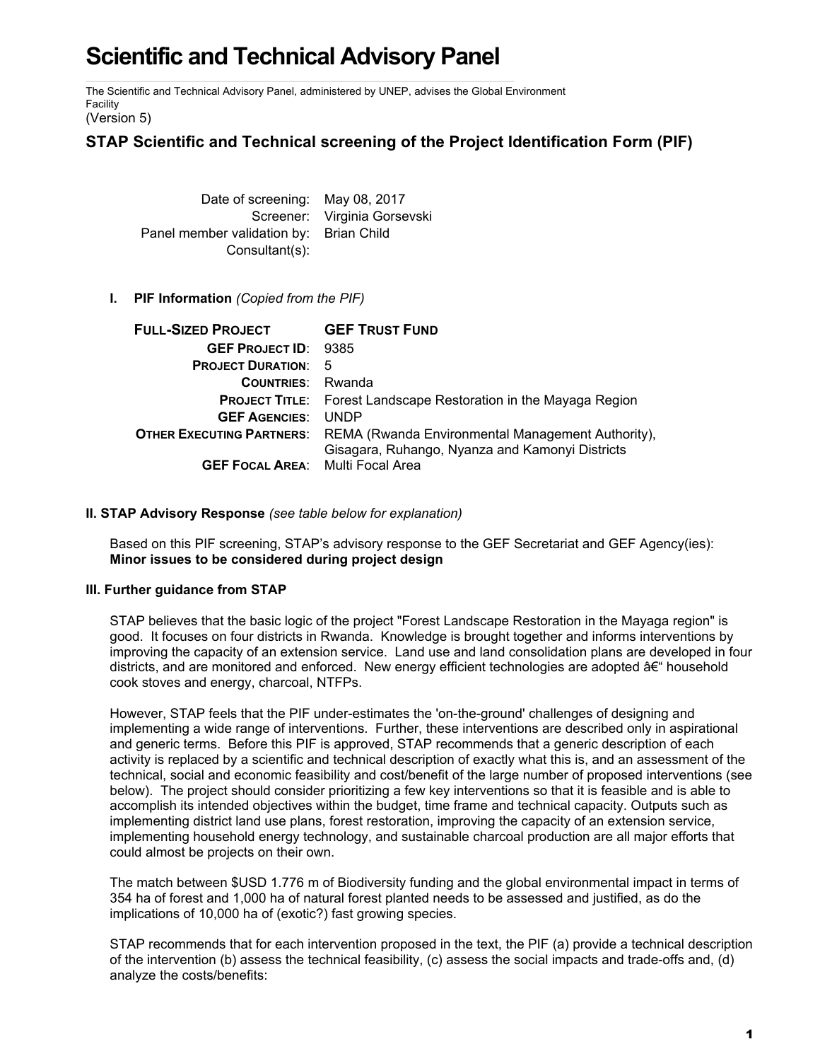# Scientific and Technical Advisory Panel

The Scientific and Technical Advisory Panel, administered by UNEP, advises the Global Environment Facility
(Version 5)

## STAP Scientific and Technical screening of the Project Identification Form (PIF)

| | |
|---|---|
| Date of screening: | May 08, 2017 |
| Screener: | Virginia Gorsevski |
| Panel member validation by: | Brian Child |
| Consultant(s): | |

**I. PIF Information** *(Copied from the PIF)*

| **FULL-SIZED PROJECT** | **GEF TRUST FUND** |
|---|---|
| **GEF PROJECT ID**: | 9385 |
| **PROJECT DURATION**: | 5 |
| **COUNTRIES**: | Rwanda |
| **PROJECT TITLE**: | Forest Landscape Restoration in the Mayaga Region |
| **GEF AGENCIES**: | UNDP |
| **OTHER EXECUTING PARTNERS**: | REMA (Rwanda Environmental Management Authority), Gisagara, Ruhango, Nyanza and Kamonyi Districts |
| **GEF FOCAL AREA**: | Multi Focal Area |

**II. STAP Advisory Response** *(see table below for explanation)*

Based on this PIF screening, STAP's advisory response to the GEF Secretariat and GEF Agency(ies):
**Minor issues to be considered during project design**

**III. Further guidance from STAP**

STAP believes that the basic logic of the project "Forest Landscape Restoration in the Mayaga region" is good. It focuses on four districts in Rwanda. Knowledge is brought together and informs interventions by improving the capacity of an extension service. Land use and land consolidation plans are developed in four districts, and are monitored and enforced. New energy efficient technologies are adopted â€“ household cook stoves and energy, charcoal, NTFPs.

However, STAP feels that the PIF under-estimates the 'on-the-ground' challenges of designing and implementing a wide range of interventions. Further, these interventions are described only in aspirational and generic terms. Before this PIF is approved, STAP recommends that a generic description of each activity is replaced by a scientific and technical description of exactly what this is, and an assessment of the technical, social and economic feasibility and cost/benefit of the large number of proposed interventions (see below). The project should consider prioritizing a few key interventions so that it is feasible and is able to accomplish its intended objectives within the budget, time frame and technical capacity. Outputs such as implementing district land use plans, forest restoration, improving the capacity of an extension service, implementing household energy technology, and sustainable charcoal production are all major efforts that could almost be projects on their own.

The match between $USD 1.776 m of Biodiversity funding and the global environmental impact in terms of 354 ha of forest and 1,000 ha of natural forest planted needs to be assessed and justified, as do the implications of 10,000 ha of (exotic?) fast growing species.

STAP recommends that for each intervention proposed in the text, the PIF (a) provide a technical description of the intervention (b) assess the technical feasibility, (c) assess the social impacts and trade-offs and, (d) analyze the costs/benefits: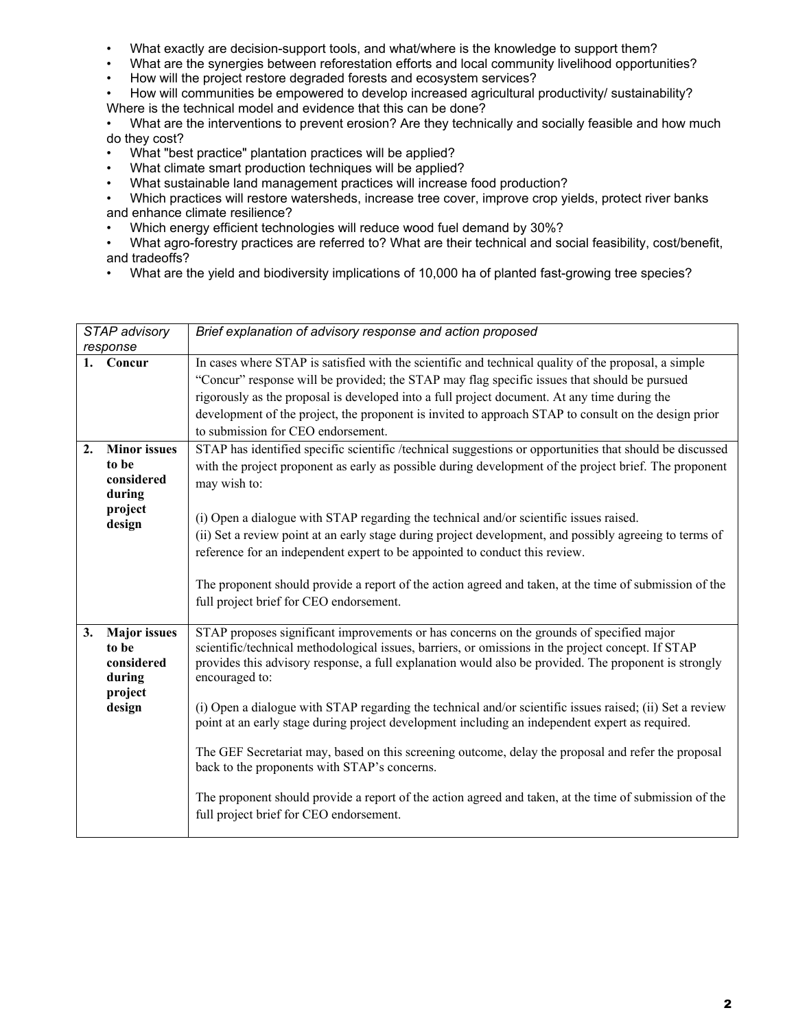- What exactly are decision-support tools, and what/where is the knowledge to support them?
- What are the synergies between reforestation efforts and local community livelihood opportunities?
- How will the project restore degraded forests and ecosystem services?
- How will communities be empowered to develop increased agricultural productivity/ sustainability? Where is the technical model and evidence that this can be done?
- What are the interventions to prevent erosion? Are they technically and socially feasible and how much do they cost?
- What "best practice" plantation practices will be applied?
- What climate smart production techniques will be applied?
- What sustainable land management practices will increase food production?
- Which practices will restore watersheds, increase tree cover, improve crop yields, protect river banks and enhance climate resilience?
- Which energy efficient technologies will reduce wood fuel demand by 30%?
- What agro-forestry practices are referred to? What are their technical and social feasibility, cost/benefit, and tradeoffs?
- What are the yield and biodiversity implications of 10,000 ha of planted fast-growing tree species?

| *STAP advisory response* | *Brief explanation of advisory response and action proposed* |
|---|---|
| **1. Concur** | In cases where STAP is satisfied with the scientific and technical quality of the proposal, a simple "Concur" response will be provided; the STAP may flag specific issues that should be pursued rigorously as the proposal is developed into a full project document. At any time during the development of the project, the proponent is invited to approach STAP to consult on the design prior to submission for CEO endorsement. |
| **2. Minor issues to be considered during project design** | STAP has identified specific scientific /technical suggestions or opportunities that should be discussed with the project proponent as early as possible during development of the project brief. The proponent may wish to:<br><br>(i) Open a dialogue with STAP regarding the technical and/or scientific issues raised.<br>(ii) Set a review point at an early stage during project development, and possibly agreeing to terms of reference for an independent expert to be appointed to conduct this review.<br><br>The proponent should provide a report of the action agreed and taken, at the time of submission of the full project brief for CEO endorsement. |
| **3. Major issues to be considered during project design** | STAP proposes significant improvements or has concerns on the grounds of specified major scientific/technical methodological issues, barriers, or omissions in the project concept. If STAP provides this advisory response, a full explanation would also be provided. The proponent is strongly encouraged to:<br><br>(i) Open a dialogue with STAP regarding the technical and/or scientific issues raised; (ii) Set a review point at an early stage during project development including an independent expert as required.<br><br>The GEF Secretariat may, based on this screening outcome, delay the proposal and refer the proposal back to the proponents with STAP's concerns.<br><br>The proponent should provide a report of the action agreed and taken, at the time of submission of the full project brief for CEO endorsement. |